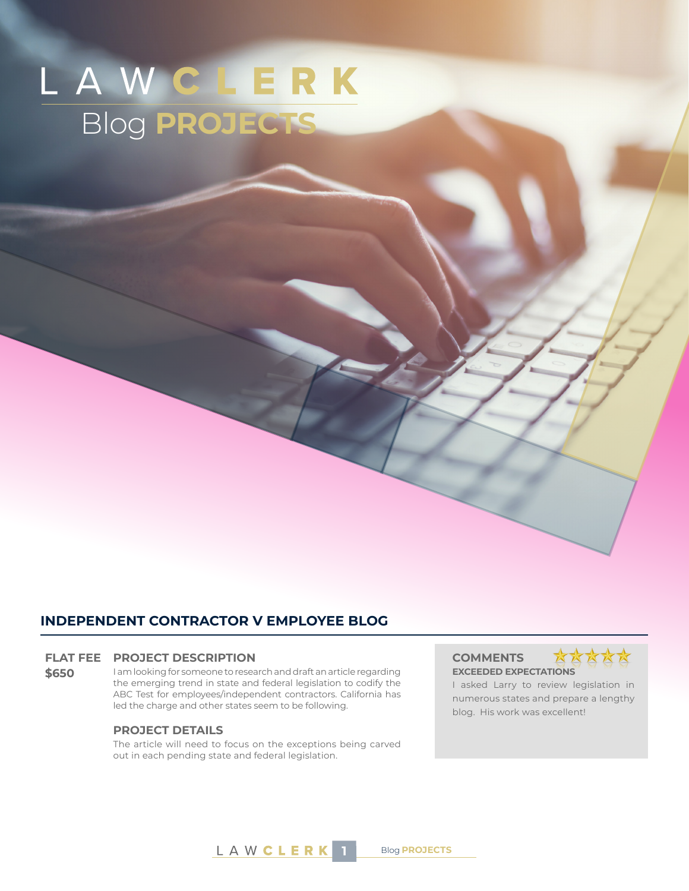# LAW CLERK

## Blog PROJECTS

### INDEPENDENT CONTRACTOR V EMPLOYEE BLOG

**FLAT FEE**
**$650**

**PROJECT DESCRIPTION**

I am looking for someone to research and draft an article regarding the emerging trend in state and federal legislation to codify the ABC Test for employees/independent contractors. California has led the charge and other states seem to be following.

**PROJECT DETAILS**

The article will need to focus on the exceptions being carved out in each pending state and federal legislation.

**COMMENTS** ★★★★★

**EXCEEDED EXPECTATIONS**

I asked Larry to review legislation in numerous states and prepare a lengthy blog. His work was excellent!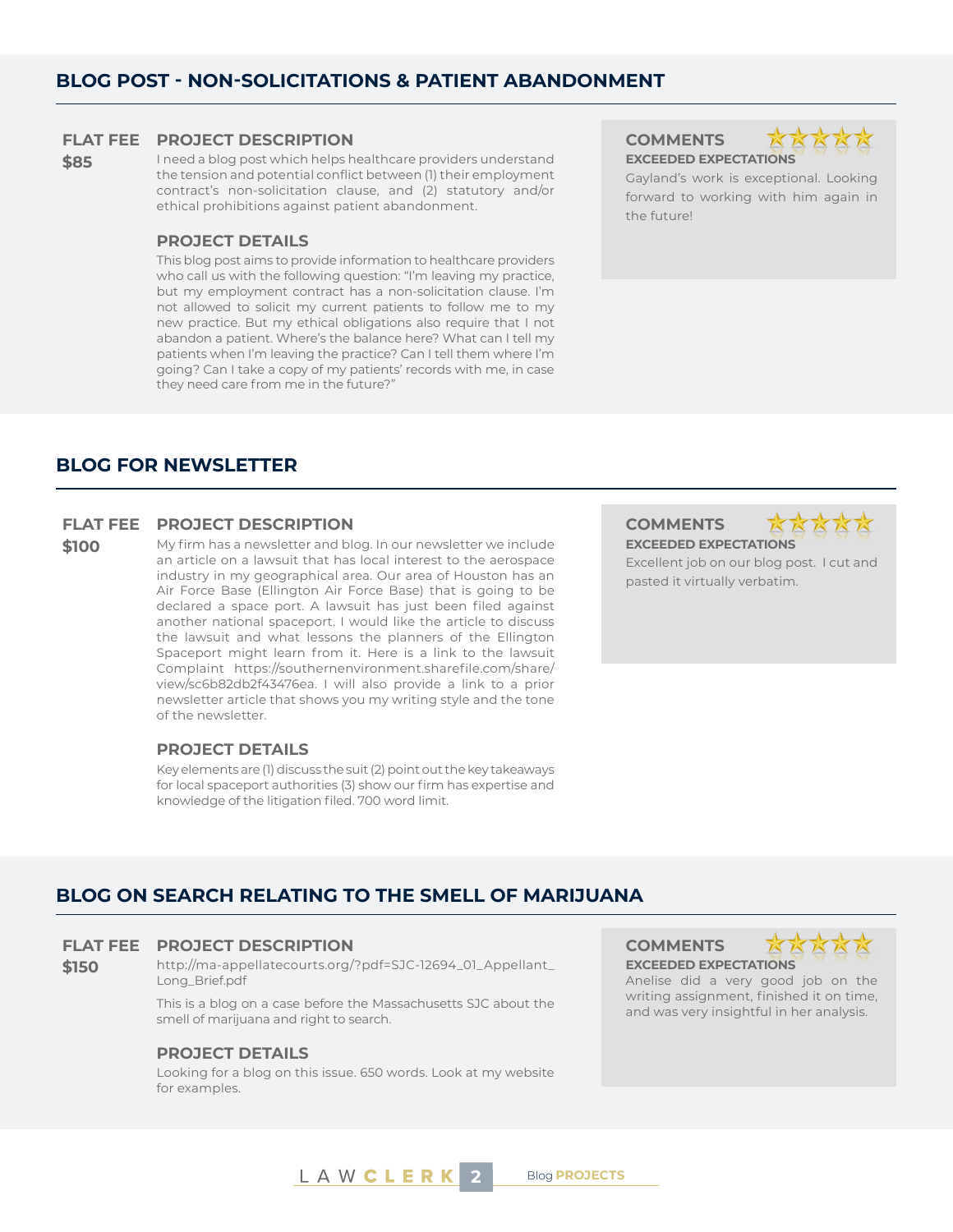## BLOG POST - NON-SOLICITATIONS & PATIENT ABANDONMENT

**FLAT FEE**

**$85**

### PROJECT DESCRIPTION

I need a blog post which helps healthcare providers understand the tension and potential conflict between (1) their employment contract's non-solicitation clause, and (2) statutory and/or ethical prohibitions against patient abandonment.

### PROJECT DETAILS

This blog post aims to provide information to healthcare providers who call us with the following question: "I'm leaving my practice, but my employment contract has a non-solicitation clause. I'm not allowed to solicit my current patients to follow me to my new practice. But my ethical obligations also require that I not abandon a patient. Where's the balance here? What can I tell my patients when I'm leaving the practice? Can I tell them where I'm going? Can I take a copy of my patients' records with me, in case they need care from me in the future?"

### COMMENTS

**EXCEEDED EXPECTATIONS**

Gayland's work is exceptional. Looking forward to working with him again in the future!

## BLOG FOR NEWSLETTER

**FLAT FEE**

**$100**

### PROJECT DESCRIPTION

My firm has a newsletter and blog. In our newsletter we include an article on a lawsuit that has local interest to the aerospace industry in my geographical area. Our area of Houston has an Air Force Base (Ellington Air Force Base) that is going to be declared a space port. A lawsuit has just been filed against another national spaceport. I would like the article to discuss the lawsuit and what lessons the planners of the Ellington Spaceport might learn from it. Here is a link to the lawsuit Complaint https://southernenvironment.sharefile.com/share/view/sc6b82db2f43476ea. I will also provide a link to a prior newsletter article that shows you my writing style and the tone of the newsletter.

### PROJECT DETAILS

Key elements are (1) discuss the suit (2) point out the key takeaways for local spaceport authorities (3) show our firm has expertise and knowledge of the litigation filed. 700 word limit.

### COMMENTS

**EXCEEDED EXPECTATIONS**

Excellent job on our blog post. I cut and pasted it virtually verbatim.

## BLOG ON SEARCH RELATING TO THE SMELL OF MARIJUANA

**FLAT FEE**

**$150**

### PROJECT DESCRIPTION

http://ma-appellatecourts.org/?pdf=SJC-12694_01_Appellant_Long_Brief.pdf

This is a blog on a case before the Massachusetts SJC about the smell of marijuana and right to search.

### PROJECT DETAILS

Looking for a blog on this issue. 650 words. Look at my website for examples.

### COMMENTS

**EXCEEDED EXPECTATIONS**

Anelise did a very good job on the writing assignment, finished it on time, and was very insightful in her analysis.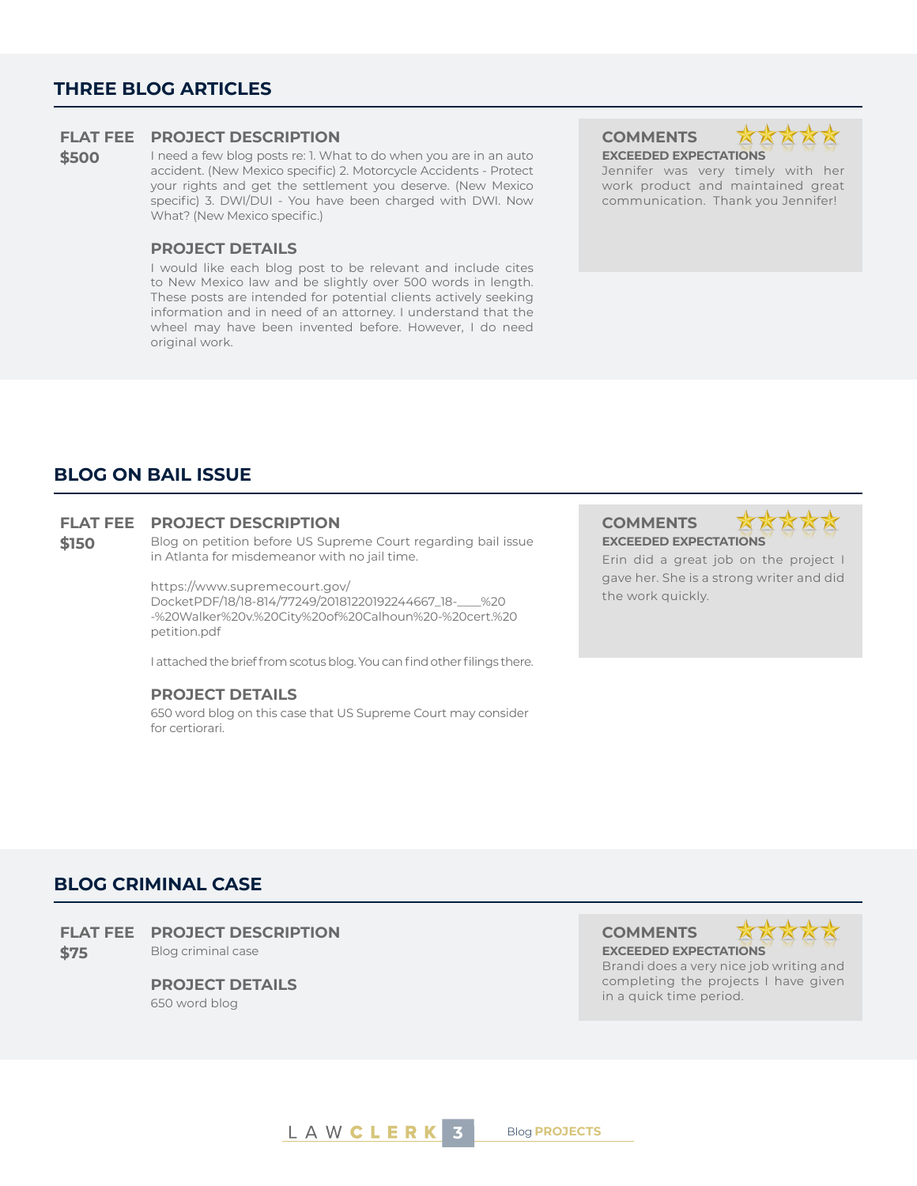## THREE BLOG ARTICLES

**FLAT FEE**
**$500**

### PROJECT DESCRIPTION

I need a few blog posts re: 1. What to do when you are in an auto accident. (New Mexico specific) 2. Motorcycle Accidents - Protect your rights and get the settlement you deserve. (New Mexico specific) 3. DWI/DUI - You have been charged with DWI. Now What? (New Mexico specific.)

### PROJECT DETAILS

I would like each blog post to be relevant and include cites to New Mexico law and be slightly over 500 words in length. These posts are intended for potential clients actively seeking information and in need of an attorney. I understand that the wheel may have been invented before. However, I do need original work.

### COMMENTS

**EXCEEDED EXPECTATIONS**

Jennifer was very timely with her work product and maintained great communication. Thank you Jennifer!

## BLOG ON BAIL ISSUE

**FLAT FEE**
**$150**

### PROJECT DESCRIPTION

Blog on petition before US Supreme Court regarding bail issue in Atlanta for misdemeanor with no jail time.

https://www.supremecourt.gov/DocketPDF/18/18-814/77249/20181220192244667_18-____%20-%20Walker%20v.%20City%20of%20Calhoun%20-%20cert.%20petition.pdf

I attached the brief from scotus blog. You can find other filings there.

### PROJECT DETAILS

650 word blog on this case that US Supreme Court may consider for certiorari.

### COMMENTS

**EXCEEDED EXPECTATIONS**

Erin did a great job on the project I gave her. She is a strong writer and did the work quickly.

## BLOG CRIMINAL CASE

**FLAT FEE**
**$75**

### PROJECT DESCRIPTION

Blog criminal case

### PROJECT DETAILS

650 word blog

### COMMENTS

**EXCEEDED EXPECTATIONS**

Brandi does a very nice job writing and completing the projects I have given in a quick time period.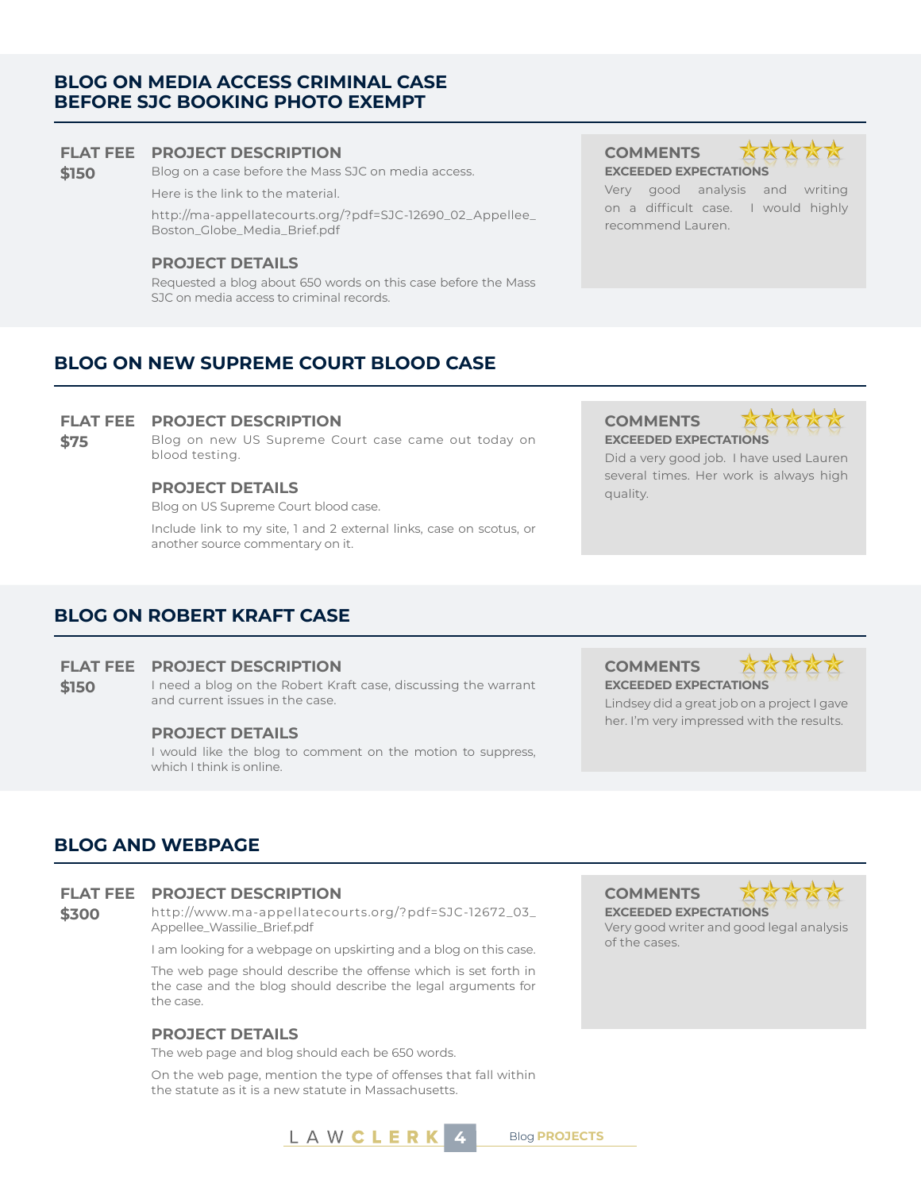## BLOG ON MEDIA ACCESS CRIMINAL CASE BEFORE SJC BOOKING PHOTO EXEMPT

**FLAT FEE**
**$150**

**PROJECT DESCRIPTION**

Blog on a case before the Mass SJC on media access.

Here is the link to the material.

http://ma-appellatecourts.org/?pdf=SJC-12690_02_Appellee_Boston_Globe_Media_Brief.pdf

**PROJECT DETAILS**

Requested a blog about 650 words on this case before the Mass SJC on media access to criminal records.

**COMMENTS** ★★★★★
**EXCEEDED EXPECTATIONS**

Very good analysis and writing on a difficult case. I would highly recommend Lauren.

## BLOG ON NEW SUPREME COURT BLOOD CASE

**FLAT FEE**
**$75**

**PROJECT DESCRIPTION**

Blog on new US Supreme Court case came out today on blood testing.

**PROJECT DETAILS**

Blog on US Supreme Court blood case.

Include link to my site, 1 and 2 external links, case on scotus, or another source commentary on it.

**COMMENTS** ★★★★★
**EXCEEDED EXPECTATIONS**

Did a very good job. I have used Lauren several times. Her work is always high quality.

## BLOG ON ROBERT KRAFT CASE

**FLAT FEE**
**$150**

**PROJECT DESCRIPTION**

I need a blog on the Robert Kraft case, discussing the warrant and current issues in the case.

**PROJECT DETAILS**

I would like the blog to comment on the motion to suppress, which I think is online.

**COMMENTS** ★★★★★
**EXCEEDED EXPECTATIONS**

Lindsey did a great job on a project I gave her. I'm very impressed with the results.

## BLOG AND WEBPAGE

**FLAT FEE**
**$300**

**PROJECT DESCRIPTION**

http://www.ma-appellatecourts.org/?pdf=SJC-12672_03_Appellee_Wassilie_Brief.pdf

I am looking for a webpage on upskirting and a blog on this case.

The web page should describe the offense which is set forth in the case and the blog should describe the legal arguments for the case.

**PROJECT DETAILS**

The web page and blog should each be 650 words.

On the web page, mention the type of offenses that fall within the statute as it is a new statute in Massachusetts.

**COMMENTS** ★★★★★
**EXCEEDED EXPECTATIONS**

Very good writer and good legal analysis of the cases.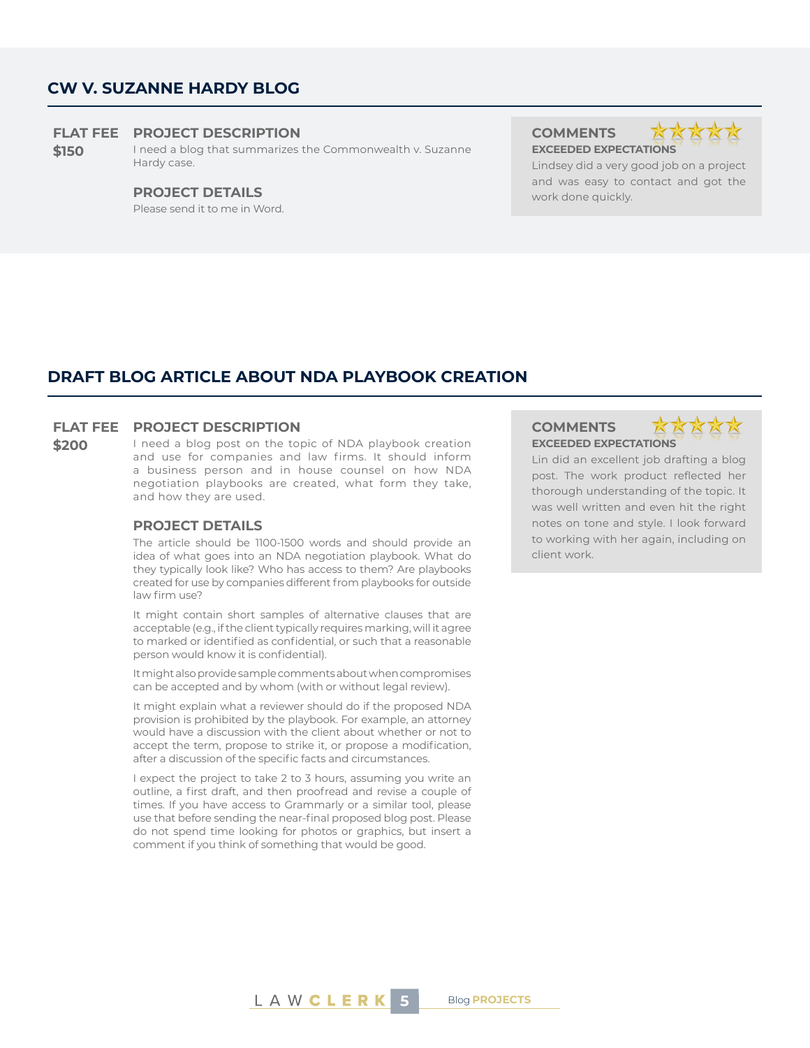## CW V. SUZANNE HARDY BLOG

**FLAT FEE**

**$150**

### PROJECT DESCRIPTION

I need a blog that summarizes the Commonwealth v. Suzanne Hardy case.

### PROJECT DETAILS

Please send it to me in Word.

### COMMENTS

**EXCEEDED EXPECTATIONS**

Lindsey did a very good job on a project and was easy to contact and got the work done quickly.

## DRAFT BLOG ARTICLE ABOUT NDA PLAYBOOK CREATION

**FLAT FEE**

**$200**

### PROJECT DESCRIPTION

I need a blog post on the topic of NDA playbook creation and use for companies and law firms. It should inform a business person and in house counsel on how NDA negotiation playbooks are created, what form they take, and how they are used.

### PROJECT DETAILS

The article should be 1100-1500 words and should provide an idea of what goes into an NDA negotiation playbook. What do they typically look like? Who has access to them? Are playbooks created for use by companies different from playbooks for outside law firm use?

It might contain short samples of alternative clauses that are acceptable (e.g., if the client typically requires marking, will it agree to marked or identified as confidential, or such that a reasonable person would know it is confidential).

It might also provide sample comments about when compromises can be accepted and by whom (with or without legal review).

It might explain what a reviewer should do if the proposed NDA provision is prohibited by the playbook. For example, an attorney would have a discussion with the client about whether or not to accept the term, propose to strike it, or propose a modification, after a discussion of the specific facts and circumstances.

I expect the project to take 2 to 3 hours, assuming you write an outline, a first draft, and then proofread and revise a couple of times. If you have access to Grammarly or a similar tool, please use that before sending the near-final proposed blog post. Please do not spend time looking for photos or graphics, but insert a comment if you think of something that would be good.

### COMMENTS

**EXCEEDED EXPECTATIONS**

Lin did an excellent job drafting a blog post. The work product reflected her thorough understanding of the topic. It was well written and even hit the right notes on tone and style. I look forward to working with her again, including on client work.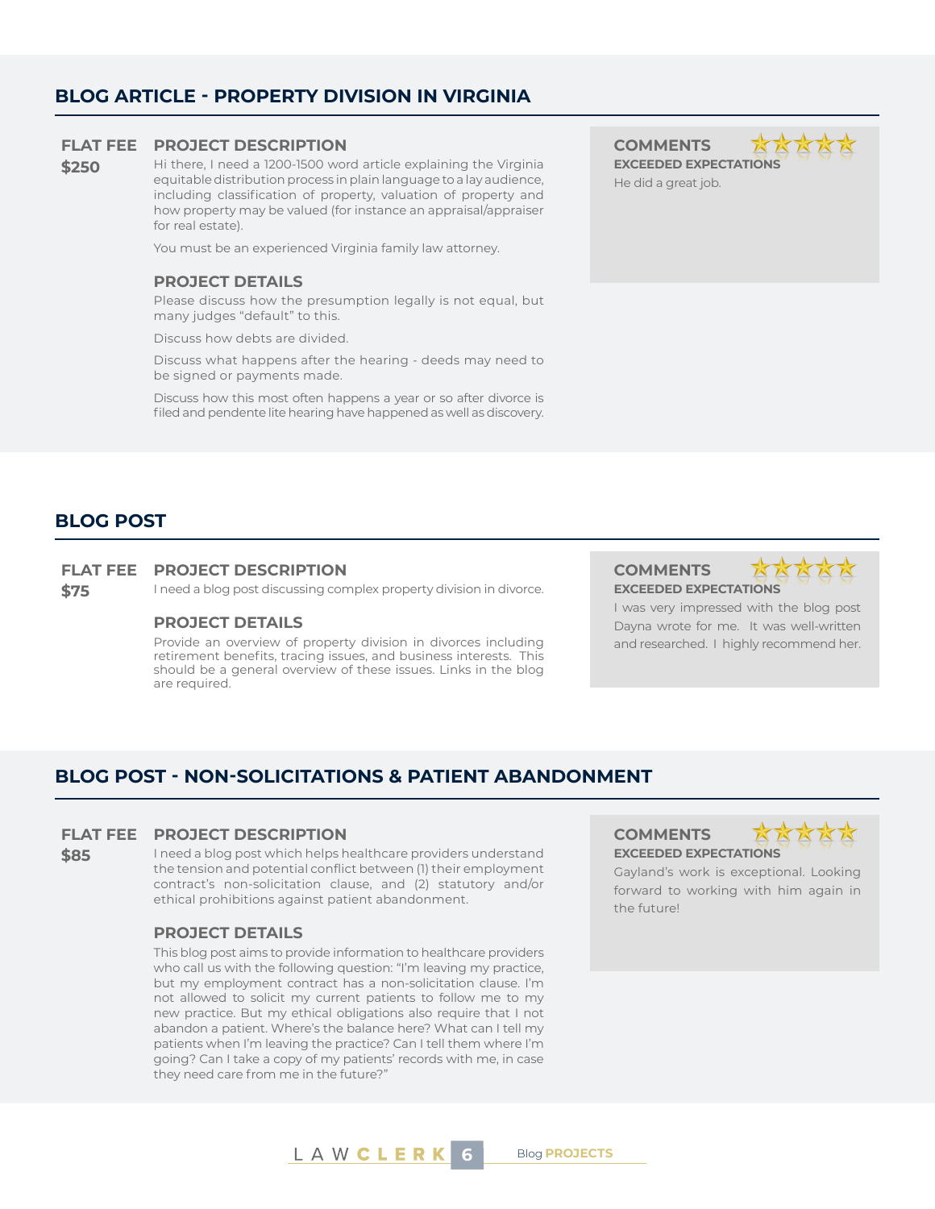## BLOG ARTICLE - PROPERTY DIVISION IN VIRGINIA

**FLAT FEE**
**$250**

### PROJECT DESCRIPTION

Hi there, I need a 1200-1500 word article explaining the Virginia equitable distribution process in plain language to a lay audience, including classification of property, valuation of property and how property may be valued (for instance an appraisal/appraiser for real estate).

You must be an experienced Virginia family law attorney.

### PROJECT DETAILS

Please discuss how the presumption legally is not equal, but many judges "default" to this.

Discuss how debts are divided.

Discuss what happens after the hearing - deeds may need to be signed or payments made.

Discuss how this most often happens a year or so after divorce is filed and pendente lite hearing have happened as well as discovery.

### COMMENTS

★★★★★

**EXCEEDED EXPECTATIONS**

He did a great job.

## BLOG POST

**FLAT FEE**
**$75**

### PROJECT DESCRIPTION

I need a blog post discussing complex property division in divorce.

### PROJECT DETAILS

Provide an overview of property division in divorces including retirement benefits, tracing issues, and business interests. This should be a general overview of these issues. Links in the blog are required.

### COMMENTS

★★★★★

**EXCEEDED EXPECTATIONS**

I was very impressed with the blog post Dayna wrote for me. It was well-written and researched. I highly recommend her.

## BLOG POST - NON-SOLICITATIONS & PATIENT ABANDONMENT

**FLAT FEE**
**$85**

### PROJECT DESCRIPTION

I need a blog post which helps healthcare providers understand the tension and potential conflict between (1) their employment contract's non-solicitation clause, and (2) statutory and/or ethical prohibitions against patient abandonment.

### PROJECT DETAILS

This blog post aims to provide information to healthcare providers who call us with the following question: "I'm leaving my practice, but my employment contract has a non-solicitation clause. I'm not allowed to solicit my current patients to follow me to my new practice. But my ethical obligations also require that I not abandon a patient. Where's the balance here? What can I tell my patients when I'm leaving the practice? Can I tell them where I'm going? Can I take a copy of my patients' records with me, in case they need care from me in the future?"

### COMMENTS

★★★★★

**EXCEEDED EXPECTATIONS**

Gayland's work is exceptional. Looking forward to working with him again in the future!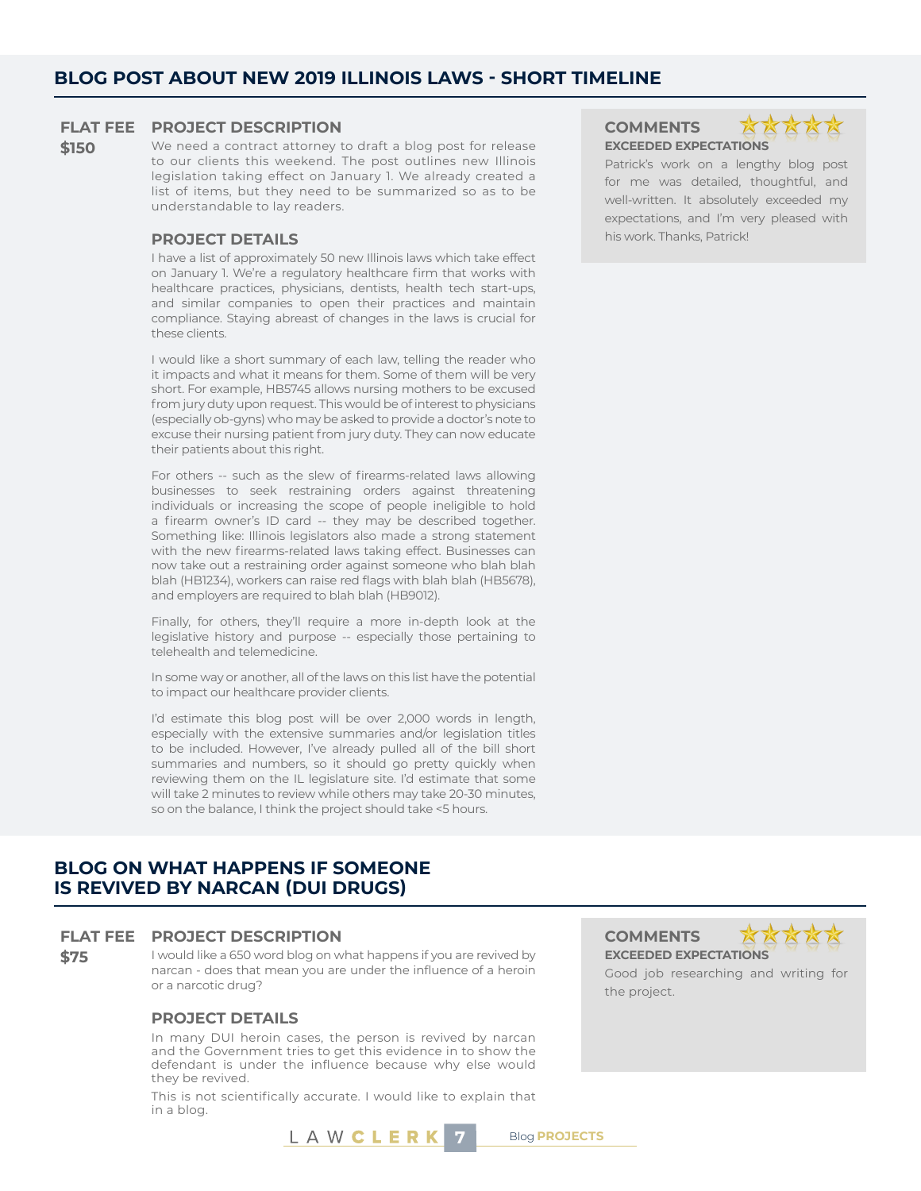## BLOG POST ABOUT NEW 2019 ILLINOIS LAWS - SHORT TIMELINE

**FLAT FEE**
**$150**

### PROJECT DESCRIPTION

We need a contract attorney to draft a blog post for release to our clients this weekend. The post outlines new Illinois legislation taking effect on January 1. We already created a list of items, but they need to be summarized so as to be understandable to lay readers.

### PROJECT DETAILS

I have a list of approximately 50 new Illinois laws which take effect on January 1. We're a regulatory healthcare firm that works with healthcare practices, physicians, dentists, health tech start-ups, and similar companies to open their practices and maintain compliance. Staying abreast of changes in the laws is crucial for these clients.

I would like a short summary of each law, telling the reader who it impacts and what it means for them. Some of them will be very short. For example, HB5745 allows nursing mothers to be excused from jury duty upon request. This would be of interest to physicians (especially ob-gyns) who may be asked to provide a doctor's note to excuse their nursing patient from jury duty. They can now educate their patients about this right.

For others -- such as the slew of firearms-related laws allowing businesses to seek restraining orders against threatening individuals or increasing the scope of people ineligible to hold a firearm owner's ID card -- they may be described together. Something like: Illinois legislators also made a strong statement with the new firearms-related laws taking effect. Businesses can now take out a restraining order against someone who blah blah blah (HB1234), workers can raise red flags with blah blah (HB5678), and employers are required to blah blah (HB9012).

Finally, for others, they'll require a more in-depth look at the legislative history and purpose -- especially those pertaining to telehealth and telemedicine.

In some way or another, all of the laws on this list have the potential to impact our healthcare provider clients.

I'd estimate this blog post will be over 2,000 words in length, especially with the extensive summaries and/or legislation titles to be included. However, I've already pulled all of the bill short summaries and numbers, so it should go pretty quickly when reviewing them on the IL legislature site. I'd estimate that some will take 2 minutes to review while others may take 20-30 minutes, so on the balance, I think the project should take <5 hours.

### COMMENTS

★★★★★

**EXCEEDED EXPECTATIONS**

Patrick's work on a lengthy blog post for me was detailed, thoughtful, and well-written. It absolutely exceeded my expectations, and I'm very pleased with his work. Thanks, Patrick!

## BLOG ON WHAT HAPPENS IF SOMEONE IS REVIVED BY NARCAN (DUI DRUGS)

**FLAT FEE**
**$75**

### PROJECT DESCRIPTION

I would like a 650 word blog on what happens if you are revived by narcan - does that mean you are under the influence of a heroin or a narcotic drug?

### PROJECT DETAILS

In many DUI heroin cases, the person is revived by narcan and the Government tries to get this evidence in to show the defendant is under the influence because why else would they be revived.

This is not scientifically accurate. I would like to explain that in a blog.

### COMMENTS

★★★★★

**EXCEEDED EXPECTATIONS**

Good job researching and writing for the project.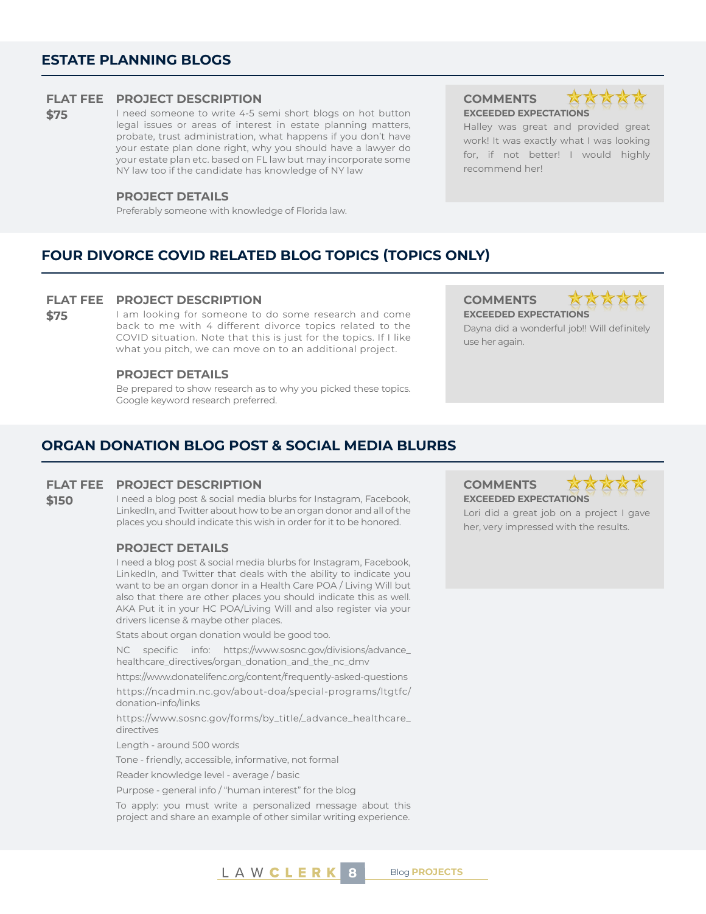## ESTATE PLANNING BLOGS

**FLAT FEE**
**$75**

### PROJECT DESCRIPTION

I need someone to write 4-5 semi short blogs on hot button legal issues or areas of interest in estate planning matters, probate, trust administration, what happens if you don't have your estate plan done right, why you should have a lawyer do your estate plan etc. based on FL law but may incorporate some NY law too if the candidate has knowledge of NY law

### PROJECT DETAILS

Preferably someone with knowledge of Florida law.

### COMMENTS

**EXCEEDED EXPECTATIONS**

Halley was great and provided great work! It was exactly what I was looking for, if not better! I would highly recommend her!

## FOUR DIVORCE COVID RELATED BLOG TOPICS (TOPICS ONLY)

**FLAT FEE**
**$75**

### PROJECT DESCRIPTION

I am looking for someone to do some research and come back to me with 4 different divorce topics related to the COVID situation. Note that this is just for the topics. If I like what you pitch, we can move on to an additional project.

### PROJECT DETAILS

Be prepared to show research as to why you picked these topics. Google keyword research preferred.

### COMMENTS

**EXCEEDED EXPECTATIONS**

Dayna did a wonderful job!! Will definitely use her again.

## ORGAN DONATION BLOG POST & SOCIAL MEDIA BLURBS

**FLAT FEE**
**$150**

### PROJECT DESCRIPTION

I need a blog post & social media blurbs for Instagram, Facebook, LinkedIn, and Twitter about how to be an organ donor and all of the places you should indicate this wish in order for it to be honored.

### PROJECT DETAILS

I need a blog post & social media blurbs for Instagram, Facebook, LinkedIn, and Twitter that deals with the ability to indicate you want to be an organ donor in a Health Care POA / Living Will but also that there are other places you should indicate this as well. AKA Put it in your HC POA/Living Will and also register via your drivers license & maybe other places.

Stats about organ donation would be good too.

NC specific info: https://www.sosnc.gov/divisions/advance_healthcare_directives/organ_donation_and_the_nc_dmv

https://www.donatelifenc.org/content/frequently-asked-questions

https://ncadmin.nc.gov/about-doa/special-programs/ltgtfc/donation-info/links

https://www.sosnc.gov/forms/by_title/_advance_healthcare_directives

Length - around 500 words

Tone - friendly, accessible, informative, not formal

Reader knowledge level - average / basic

Purpose - general info / "human interest" for the blog

To apply: you must write a personalized message about this project and share an example of other similar writing experience.

### COMMENTS

**EXCEEDED EXPECTATIONS**

Lori did a great job on a project I gave her, very impressed with the results.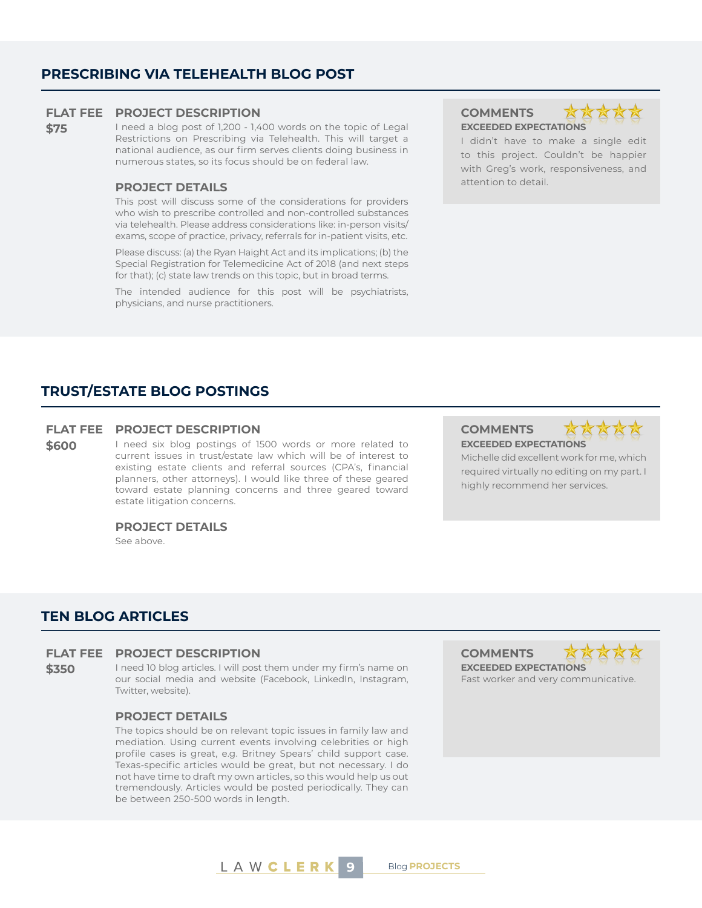## PRESCRIBING VIA TELEHEALTH BLOG POST

**FLAT FEE**
**$75**

**PROJECT DESCRIPTION**

I need a blog post of 1,200 - 1,400 words on the topic of Legal Restrictions on Prescribing via Telehealth. This will target a national audience, as our firm serves clients doing business in numerous states, so its focus should be on federal law.

**PROJECT DETAILS**

This post will discuss some of the considerations for providers who wish to prescribe controlled and non-controlled substances via telehealth. Please address considerations like: in-person visits/exams, scope of practice, privacy, referrals for in-patient visits, etc.

Please discuss: (a) the Ryan Haight Act and its implications; (b) the Special Registration for Telemedicine Act of 2018 (and next steps for that); (c) state law trends on this topic, but in broad terms.

The intended audience for this post will be psychiatrists, physicians, and nurse practitioners.

**COMMENTS** ★★★★★

**EXCEEDED EXPECTATIONS**

I didn't have to make a single edit to this project. Couldn't be happier with Greg's work, responsiveness, and attention to detail.

## TRUST/ESTATE BLOG POSTINGS

**FLAT FEE**
**$600**

**PROJECT DESCRIPTION**

I need six blog postings of 1500 words or more related to current issues in trust/estate law which will be of interest to existing estate clients and referral sources (CPA's, financial planners, other attorneys). I would like three of these geared toward estate planning concerns and three geared toward estate litigation concerns.

**PROJECT DETAILS**

See above.

**COMMENTS** ★★★★★

**EXCEEDED EXPECTATIONS**

Michelle did excellent work for me, which required virtually no editing on my part. I highly recommend her services.

## TEN BLOG ARTICLES

**FLAT FEE**
**$350**

**PROJECT DESCRIPTION**

I need 10 blog articles. I will post them under my firm's name on our social media and website (Facebook, LinkedIn, Instagram, Twitter, website).

**PROJECT DETAILS**

The topics should be on relevant topic issues in family law and mediation. Using current events involving celebrities or high profile cases is great, e.g. Britney Spears' child support case. Texas-specific articles would be great, but not necessary. I do not have time to draft my own articles, so this would help us out tremendously. Articles would be posted periodically. They can be between 250-500 words in length.

**COMMENTS** ★★★★★

**EXCEEDED EXPECTATIONS**

Fast worker and very communicative.